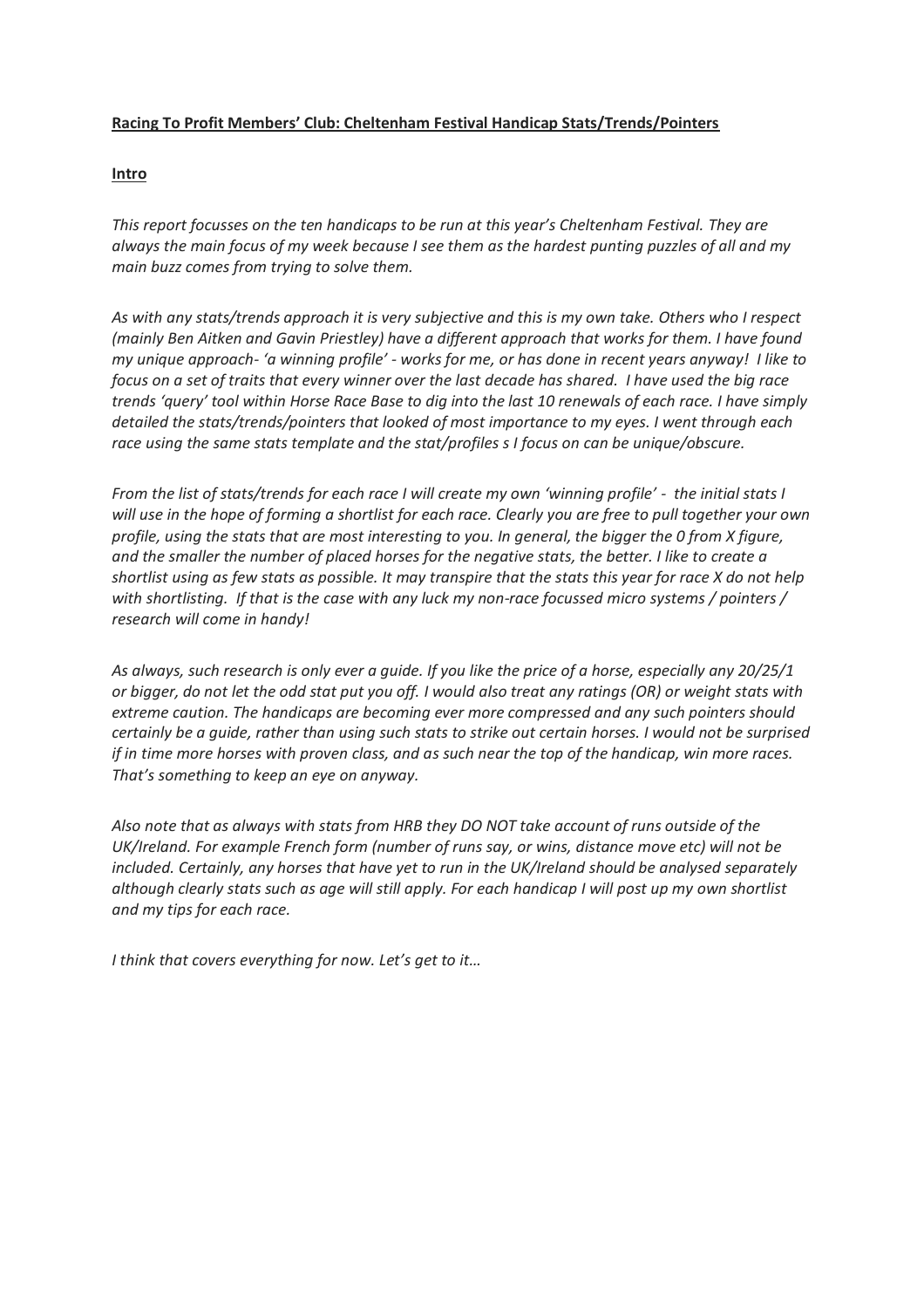**<u>Racing To Profit Members' Club: Cheltenham Festival Handicap Stats/Trends/Pointers</u>**

**<u>Intro</u>**

*This report focusses on the ten handicaps to be run at this year's Cheltenham Festival. They are always the main focus of my week because I see them as the hardest punting puzzles of all and my main buzz comes from trying to solve them.*

*As with any stats/trends approach it is very subjective and this is my own take. Others who I respect (mainly Ben Aitken and Gavin Priestley) have a different approach that works for them. I have found my unique approach- 'a winning profile' - works for me, or has done in recent years anyway! I like to focus on a set of traits that every winner over the last decade has shared. I have used the big race trends 'query' tool within Horse Race Base to dig into the last 10 renewals of each race. I have simply detailed the stats/trends/pointers that looked of most importance to my eyes. I went through each race using the same stats template and the stat/profiles s I focus on can be unique/obscure.*

*From the list of stats/trends for each race I will create my own 'winning profile' - the initial stats I will use in the hope of forming a shortlist for each race. Clearly you are free to pull together your own profile, using the stats that are most interesting to you. In general, the bigger the 0 from X figure, and the smaller the number of placed horses for the negative stats, the better. I like to create a shortlist using as few stats as possible. It may transpire that the stats this year for race X do not help with shortlisting. If that is the case with any luck my non-race focussed micro systems / pointers / research will come in handy!*

*As always, such research is only ever a guide. If you like the price of a horse, especially any 20/25/1 or bigger, do not let the odd stat put you off. I would also treat any ratings (OR) or weight stats with extreme caution. The handicaps are becoming ever more compressed and any such pointers should certainly be a guide, rather than using such stats to strike out certain horses. I would not be surprised if in time more horses with proven class, and as such near the top of the handicap, win more races. That's something to keep an eye on anyway.*

*Also note that as always with stats from HRB they DO NOT take account of runs outside of the UK/Ireland. For example French form (number of runs say, or wins, distance move etc) will not be included. Certainly, any horses that have yet to run in the UK/Ireland should be analysed separately although clearly stats such as age will still apply. For each handicap I will post up my own shortlist and my tips for each race.*

*I think that covers everything for now. Let's get to it…*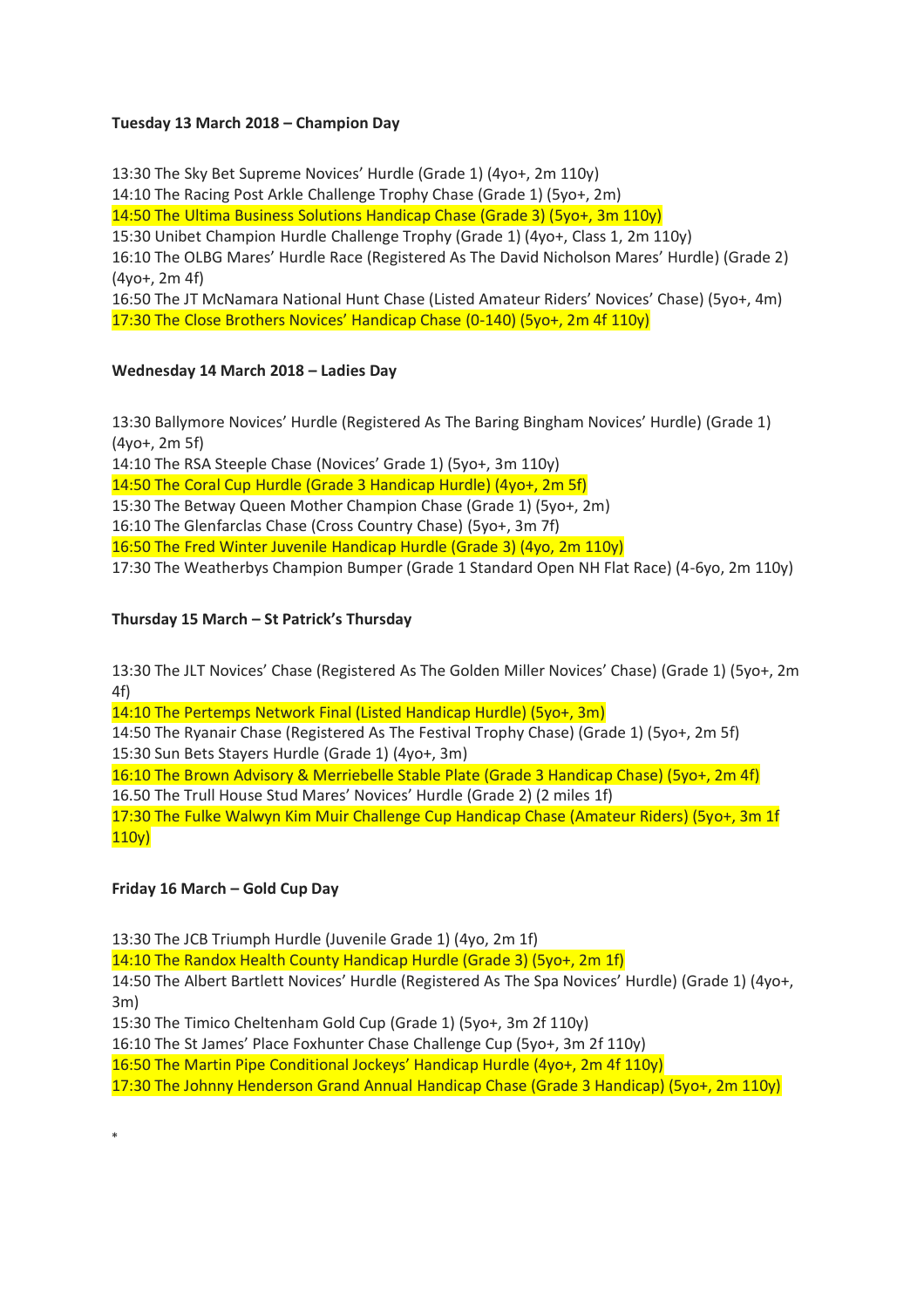**Tuesday 13 March 2018 – Champion Day**

13:30 The Sky Bet Supreme Novices' Hurdle (Grade 1) (4yo+, 2m 110y)
14:10 The Racing Post Arkle Challenge Trophy Chase (Grade 1) (5yo+, 2m)
14:50 The Ultima Business Solutions Handicap Chase (Grade 3) (5yo+, 3m 110y)
15:30 Unibet Champion Hurdle Challenge Trophy (Grade 1) (4yo+, Class 1, 2m 110y)
16:10 The OLBG Mares' Hurdle Race (Registered As The David Nicholson Mares' Hurdle) (Grade 2) (4yo+, 2m 4f)
16:50 The JT McNamara National Hunt Chase (Listed Amateur Riders' Novices' Chase) (5yo+, 4m)
17:30 The Close Brothers Novices' Handicap Chase (0-140) (5yo+, 2m 4f 110y)

**Wednesday 14 March 2018 – Ladies Day**

13:30 Ballymore Novices' Hurdle (Registered As The Baring Bingham Novices' Hurdle) (Grade 1) (4yo+, 2m 5f)
14:10 The RSA Steeple Chase (Novices' Grade 1) (5yo+, 3m 110y)
14:50 The Coral Cup Hurdle (Grade 3 Handicap Hurdle) (4yo+, 2m 5f)
15:30 The Betway Queen Mother Champion Chase (Grade 1) (5yo+, 2m)
16:10 The Glenfarclas Chase (Cross Country Chase) (5yo+, 3m 7f)
16:50 The Fred Winter Juvenile Handicap Hurdle (Grade 3) (4yo, 2m 110y)
17:30 The Weatherbys Champion Bumper (Grade 1 Standard Open NH Flat Race) (4-6yo, 2m 110y)

**Thursday 15 March – St Patrick's Thursday**

13:30 The JLT Novices' Chase (Registered As The Golden Miller Novices' Chase) (Grade 1) (5yo+, 2m 4f)
14:10 The Pertemps Network Final (Listed Handicap Hurdle) (5yo+, 3m)
14:50 The Ryanair Chase (Registered As The Festival Trophy Chase) (Grade 1) (5yo+, 2m 5f)
15:30 Sun Bets Stayers Hurdle (Grade 1) (4yo+, 3m)
16:10 The Brown Advisory & Merriebelle Stable Plate (Grade 3 Handicap Chase) (5yo+, 2m 4f)
16.50 The Trull House Stud Mares' Novices' Hurdle (Grade 2) (2 miles 1f)
17:30 The Fulke Walwyn Kim Muir Challenge Cup Handicap Chase (Amateur Riders) (5yo+, 3m 1f 110y)

**Friday 16 March – Gold Cup Day**

13:30 The JCB Triumph Hurdle (Juvenile Grade 1) (4yo, 2m 1f)
14:10 The Randox Health County Handicap Hurdle (Grade 3) (5yo+, 2m 1f)
14:50 The Albert Bartlett Novices' Hurdle (Registered As The Spa Novices' Hurdle) (Grade 1) (4yo+, 3m)
15:30 The Timico Cheltenham Gold Cup (Grade 1) (5yo+, 3m 2f 110y)
16:10 The St James' Place Foxhunter Chase Challenge Cup (5yo+, 3m 2f 110y)
16:50 The Martin Pipe Conditional Jockeys' Handicap Hurdle (4yo+, 2m 4f 110y)
17:30 The Johnny Henderson Grand Annual Handicap Chase (Grade 3 Handicap) (5yo+, 2m 110y)

*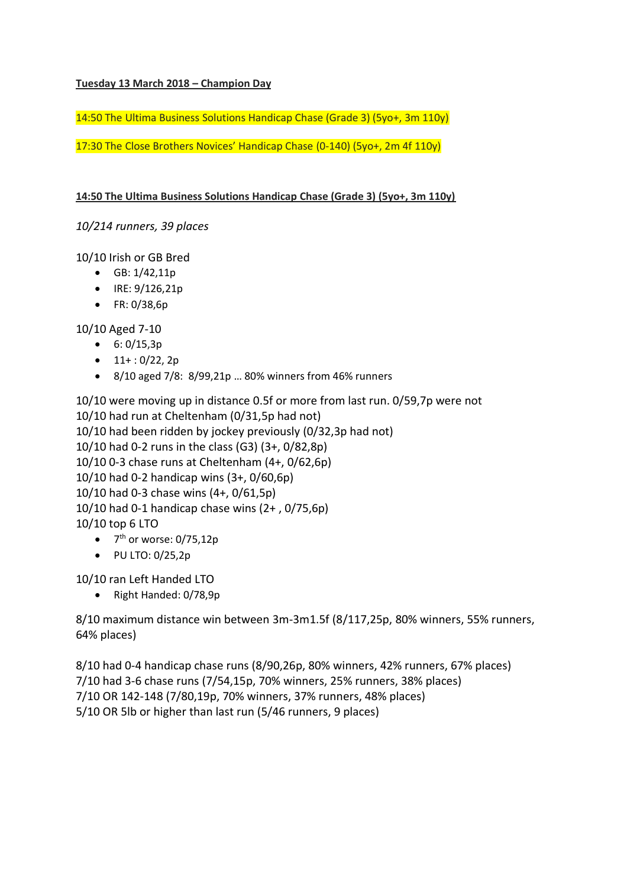**Tuesday 13 March 2018 – Champion Day**

14:50 The Ultima Business Solutions Handicap Chase (Grade 3) (5yo+, 3m 110y)

17:30 The Close Brothers Novices' Handicap Chase (0-140) (5yo+, 2m 4f 110y)

**14:50 The Ultima Business Solutions Handicap Chase (Grade 3) (5yo+, 3m 110y)**

*10/214 runners, 39 places*

10/10 Irish or GB Bred

- GB: 1/42,11p
- IRE: 9/126,21p
- FR: 0/38,6p

10/10 Aged 7-10

- 6: 0/15,3p
- 11+ : 0/22, 2p
- 8/10 aged 7/8: 8/99,21p … 80% winners from 46% runners

10/10 were moving up in distance 0.5f or more from last run. 0/59,7p were not
10/10 had run at Cheltenham (0/31,5p had not)
10/10 had been ridden by jockey previously (0/32,3p had not)
10/10 had 0-2 runs in the class (G3) (3+, 0/82,8p)
10/10 0-3 chase runs at Cheltenham (4+, 0/62,6p)
10/10 had 0-2 handicap wins (3+, 0/60,6p)
10/10 had 0-3 chase wins (4+, 0/61,5p)
10/10 had 0-1 handicap chase wins (2+ , 0/75,6p)
10/10 top 6 LTO

- 7th or worse: 0/75,12p
- PU LTO: 0/25,2p

10/10 ran Left Handed LTO

- Right Handed: 0/78,9p

8/10 maximum distance win between 3m-3m1.5f (8/117,25p, 80% winners, 55% runners, 64% places)

8/10 had 0-4 handicap chase runs (8/90,26p, 80% winners, 42% runners, 67% places)
7/10 had 3-6 chase runs (7/54,15p, 70% winners, 25% runners, 38% places)
7/10 OR 142-148 (7/80,19p, 70% winners, 37% runners, 48% places)
5/10 OR 5lb or higher than last run (5/46 runners, 9 places)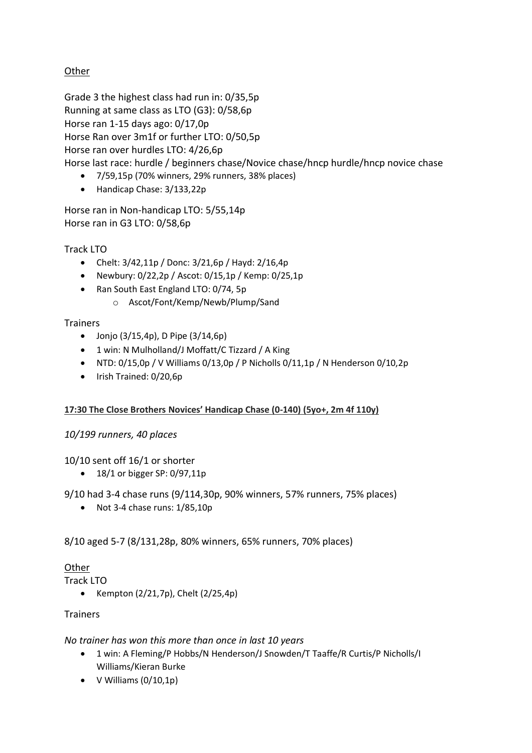<u>Other</u>

Grade 3 the highest class had run in: 0/35,5p
Running at same class as LTO (G3): 0/58,6p
Horse ran 1-15 days ago: 0/17,0p
Horse Ran over 3m1f or further LTO: 0/50,5p
Horse ran over hurdles LTO: 4/26,6p
Horse last race: hurdle / beginners chase/Novice chase/hncp hurdle/hncp novice chase

- 7/59,15p (70% winners, 29% runners, 38% places)
- Handicap Chase: 3/133,22p

Horse ran in Non-handicap LTO: 5/55,14p
Horse ran in G3 LTO: 0/58,6p

Track LTO

- Chelt: 3/42,11p / Donc: 3/21,6p / Hayd: 2/16,4p
- Newbury: 0/22,2p / Ascot: 0/15,1p / Kemp: 0/25,1p
- Ran South East England LTO: 0/74, 5p
  - Ascot/Font/Kemp/Newb/Plump/Sand

Trainers

- Jonjo (3/15,4p), D Pipe (3/14,6p)
- 1 win: N Mulholland/J Moffatt/C Tizzard / A King
- NTD: 0/15,0p / V Williams 0/13,0p / P Nicholls 0/11,1p / N Henderson 0/10,2p
- Irish Trained: 0/20,6p

**<u>17:30 The Close Brothers Novices' Handicap Chase (0-140) (5yo+, 2m 4f 110y)</u>**

*10/199 runners, 40 places*

10/10 sent off 16/1 or shorter

- 18/1 or bigger SP: 0/97,11p

9/10 had 3-4 chase runs (9/114,30p, 90% winners, 57% runners, 75% places)

- Not 3-4 chase runs: 1/85,10p

8/10 aged 5-7 (8/131,28p, 80% winners, 65% runners, 70% places)

<u>Other</u>

Track LTO

- Kempton (2/21,7p), Chelt (2/25,4p)

Trainers

*No trainer has won this more than once in last 10 years*

- 1 win: A Fleming/P Hobbs/N Henderson/J Snowden/T Taaffe/R Curtis/P Nicholls/I Williams/Kieran Burke
- V Williams (0/10,1p)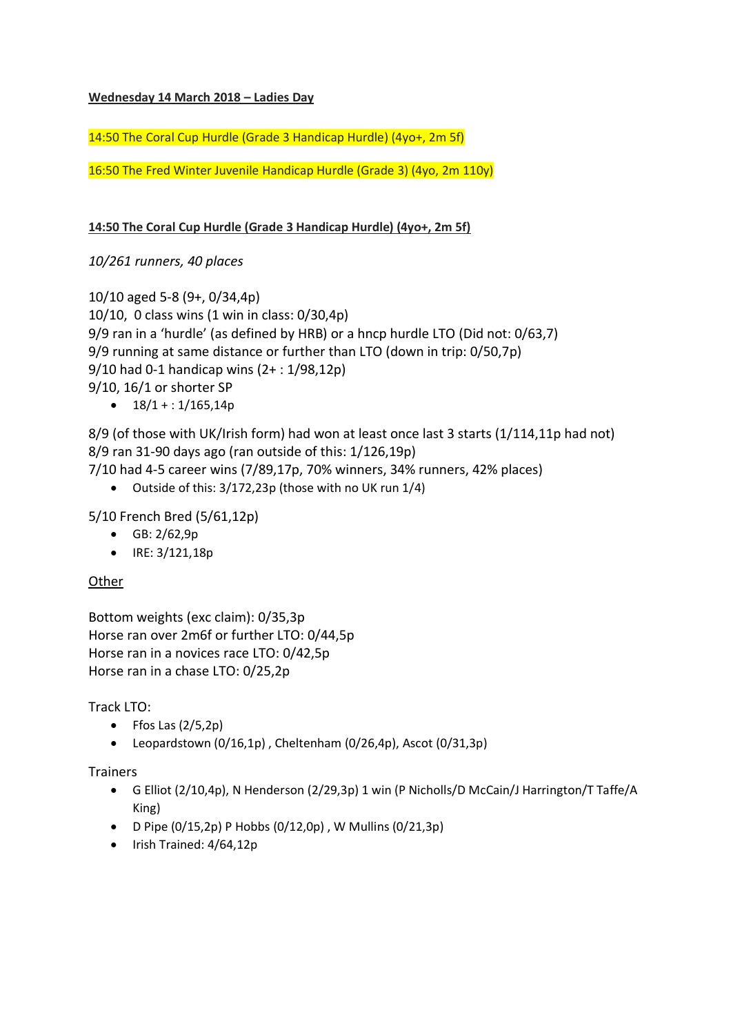**Wednesday 14 March 2018 – Ladies Day**

14:50 The Coral Cup Hurdle (Grade 3 Handicap Hurdle) (4yo+, 2m 5f)

16:50 The Fred Winter Juvenile Handicap Hurdle (Grade 3) (4yo, 2m 110y)

**14:50 The Coral Cup Hurdle (Grade 3 Handicap Hurdle) (4yo+, 2m 5f)**

*10/261 runners, 40 places*

10/10 aged 5-8 (9+, 0/34,4p)
10/10, 0 class wins (1 win in class: 0/30,4p)
9/9 ran in a 'hurdle' (as defined by HRB) or a hncp hurdle LTO (Did not: 0/63,7)
9/9 running at same distance or further than LTO (down in trip: 0/50,7p)
9/10 had 0-1 handicap wins (2+ : 1/98,12p)
9/10, 16/1 or shorter SP

- 18/1 + : 1/165,14p

8/9 (of those with UK/Irish form) had won at least once last 3 starts (1/114,11p had not)
8/9 ran 31-90 days ago (ran outside of this: 1/126,19p)
7/10 had 4-5 career wins (7/89,17p, 70% winners, 34% runners, 42% places)

- Outside of this: 3/172,23p (those with no UK run 1/4)

5/10 French Bred (5/61,12p)

- GB: 2/62,9p
- IRE: 3/121,18p

Other

Bottom weights (exc claim): 0/35,3p
Horse ran over 2m6f or further LTO: 0/44,5p
Horse ran in a novices race LTO: 0/42,5p
Horse ran in a chase LTO: 0/25,2p

Track LTO:

- Ffos Las (2/5,2p)
- Leopardstown (0/16,1p) , Cheltenham (0/26,4p), Ascot (0/31,3p)

Trainers

- G Elliot (2/10,4p), N Henderson (2/29,3p) 1 win (P Nicholls/D McCain/J Harrington/T Taffe/A King)
- D Pipe (0/15,2p) P Hobbs (0/12,0p) , W Mullins (0/21,3p)
- Irish Trained: 4/64,12p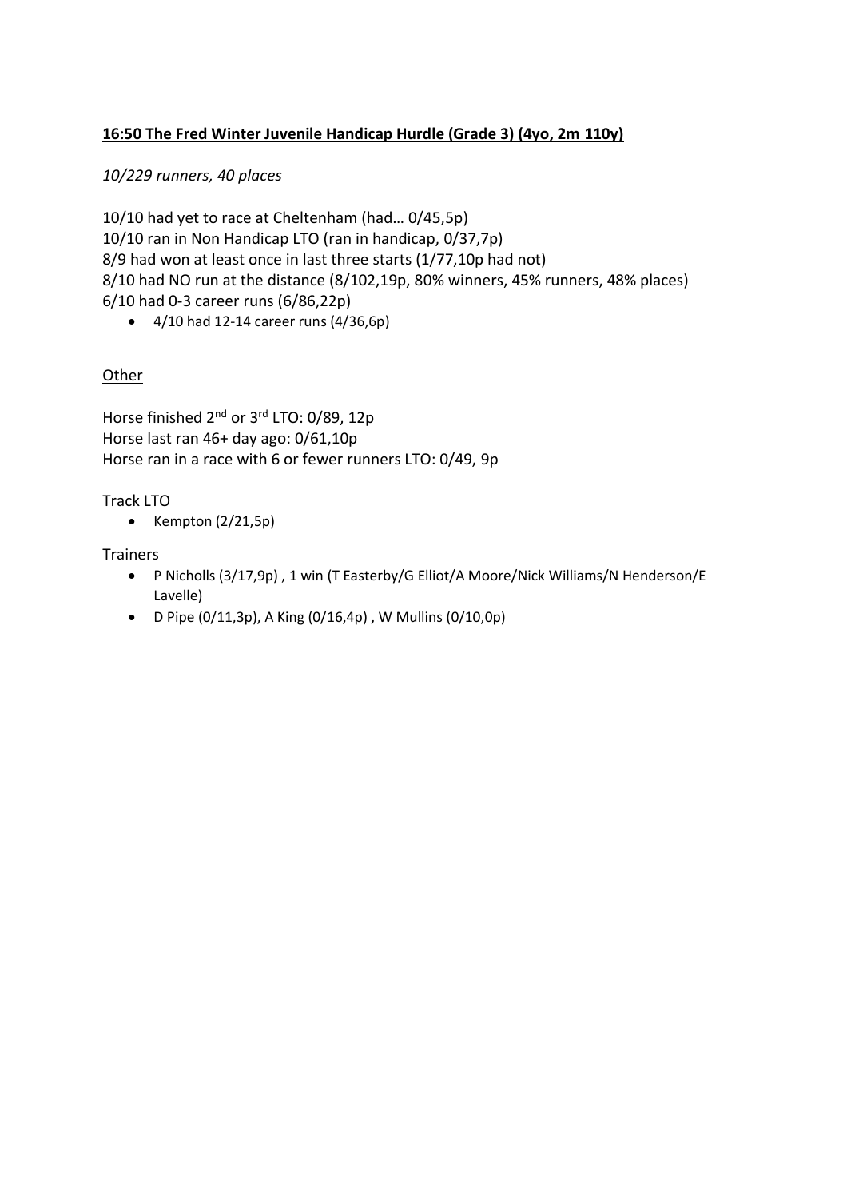**<u>16:50 The Fred Winter Juvenile Handicap Hurdle (Grade 3) (4yo, 2m 110y)</u>**

*10/229 runners, 40 places*

10/10 had yet to race at Cheltenham (had… 0/45,5p)
10/10 ran in Non Handicap LTO (ran in handicap, 0/37,7p)
8/9 had won at least once in last three starts (1/77,10p had not)
8/10 had NO run at the distance (8/102,19p, 80% winners, 45% runners, 48% places)
6/10 had 0-3 career runs (6/86,22p)

- 4/10 had 12-14 career runs (4/36,6p)

<u>Other</u>

Horse finished 2nd or 3rd LTO: 0/89, 12p
Horse last ran 46+ day ago: 0/61,10p
Horse ran in a race with 6 or fewer runners LTO: 0/49, 9p

Track LTO

- Kempton (2/21,5p)

Trainers

- P Nicholls (3/17,9p) , 1 win (T Easterby/G Elliot/A Moore/Nick Williams/N Henderson/E Lavelle)
- D Pipe (0/11,3p), A King (0/16,4p) , W Mullins (0/10,0p)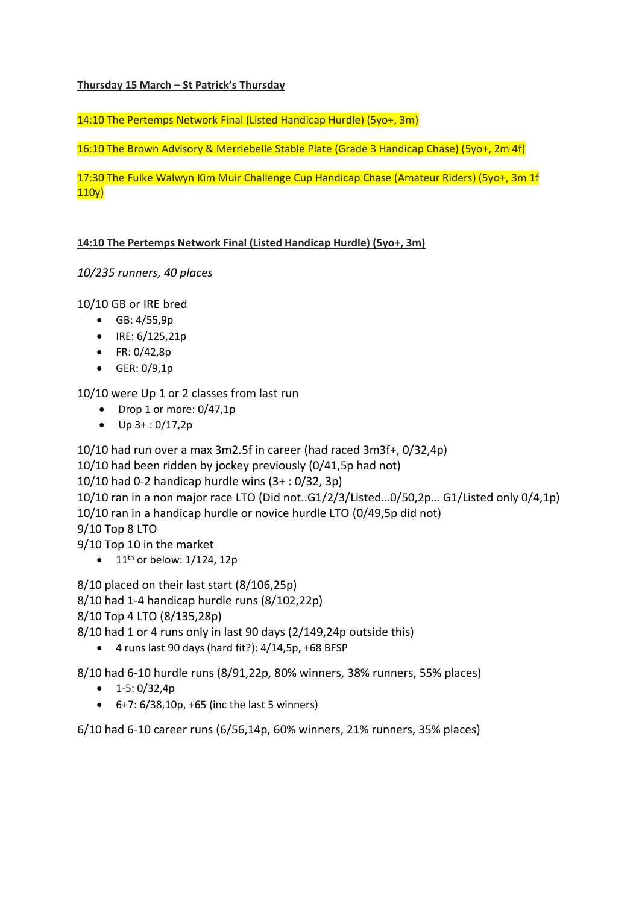**Thursday 15 March – St Patrick's Thursday**

14:10 The Pertemps Network Final (Listed Handicap Hurdle) (5yo+, 3m)

16:10 The Brown Advisory & Merriebelle Stable Plate (Grade 3 Handicap Chase) (5yo+, 2m 4f)

17:30 The Fulke Walwyn Kim Muir Challenge Cup Handicap Chase (Amateur Riders) (5yo+, 3m 1f 110y)

**14:10 The Pertemps Network Final (Listed Handicap Hurdle) (5yo+, 3m)**

*10/235 runners, 40 places*

10/10 GB or IRE bred

- GB: 4/55,9p
- IRE: 6/125,21p
- FR: 0/42,8p
- GER: 0/9,1p

10/10 were Up 1 or 2 classes from last run

- Drop 1 or more: 0/47,1p
- Up 3+ : 0/17,2p

10/10 had run over a max 3m2.5f in career (had raced 3m3f+, 0/32,4p)
10/10 had been ridden by jockey previously (0/41,5p had not)
10/10 had 0-2 handicap hurdle wins (3+ : 0/32, 3p)
10/10 ran in a non major race LTO (Did not..G1/2/3/Listed…0/50,2p… G1/Listed only 0/4,1p)
10/10 ran in a handicap hurdle or novice hurdle LTO (0/49,5p did not)
9/10 Top 8 LTO
9/10 Top 10 in the market

- 11th or below: 1/124, 12p

8/10 placed on their last start (8/106,25p)
8/10 had 1-4 handicap hurdle runs (8/102,22p)
8/10 Top 4 LTO (8/135,28p)
8/10 had 1 or 4 runs only in last 90 days (2/149,24p outside this)

- 4 runs last 90 days (hard fit?): 4/14,5p, +68 BFSP

8/10 had 6-10 hurdle runs (8/91,22p, 80% winners, 38% runners, 55% places)

- 1-5: 0/32,4p
- 6+7: 6/38,10p, +65 (inc the last 5 winners)

6/10 had 6-10 career runs (6/56,14p, 60% winners, 21% runners, 35% places)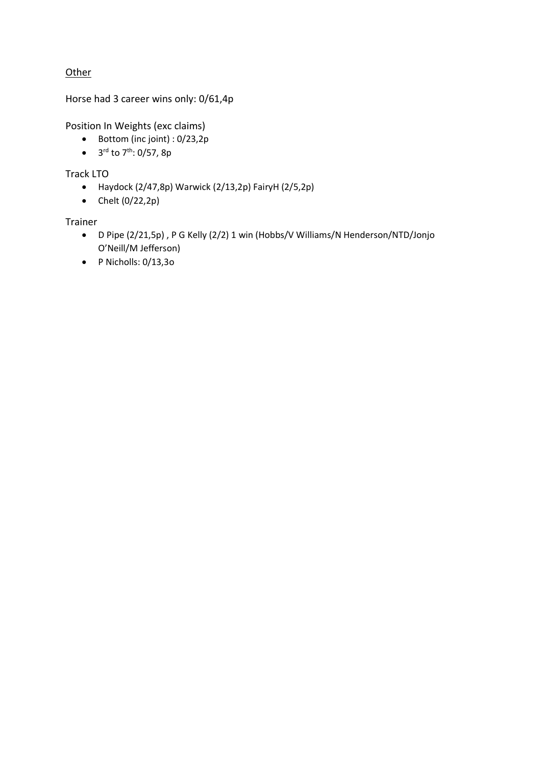<u>Other</u>

Horse had 3 career wins only: 0/61,4p

Position In Weights (exc claims)

- Bottom (inc joint) : 0/23,2p
- 3rd to 7th: 0/57, 8p

Track LTO

- Haydock (2/47,8p) Warwick (2/13,2p) FairyH (2/5,2p)
- Chelt (0/22,2p)

Trainer

- D Pipe (2/21,5p) , P G Kelly (2/2) 1 win (Hobbs/V Williams/N Henderson/NTD/Jonjo O'Neill/M Jefferson)
- P Nicholls: 0/13,3o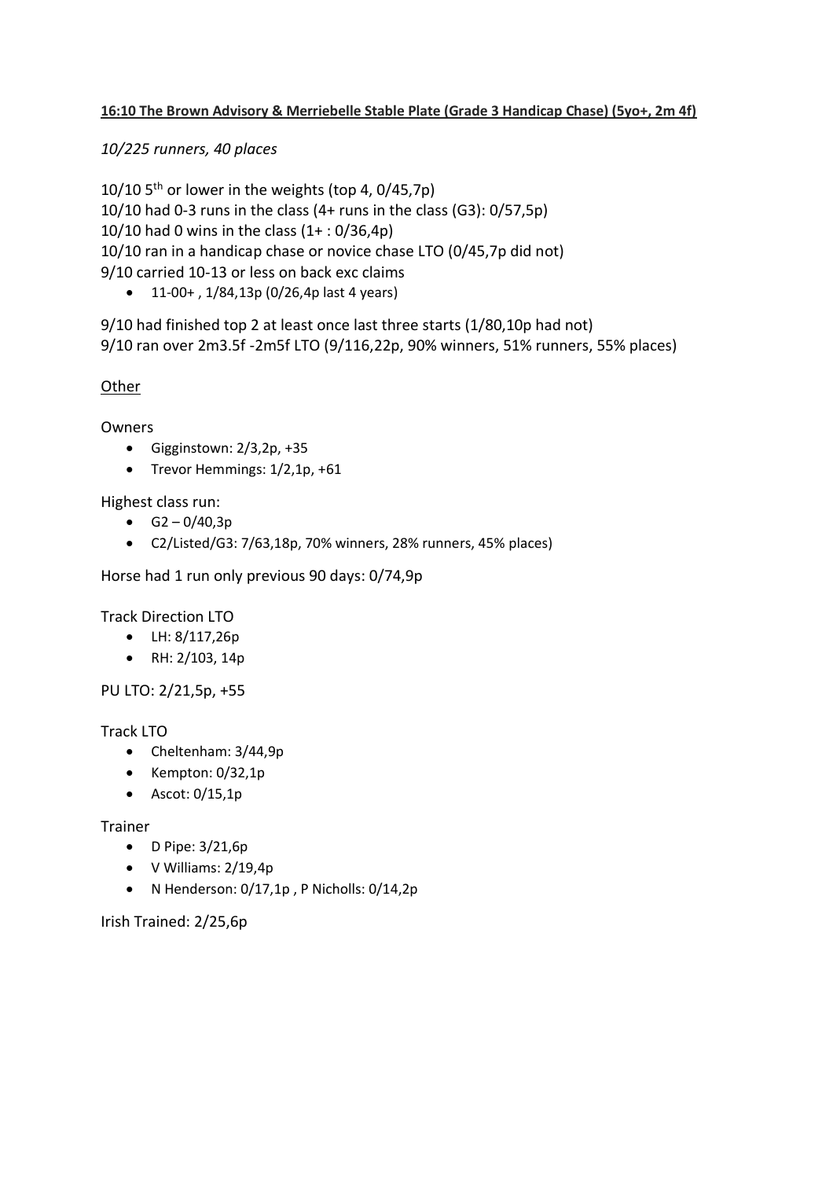**<u>16:10 The Brown Advisory & Merriebelle Stable Plate (Grade 3 Handicap Chase) (5yo+, 2m 4f)</u>**

*10/225 runners, 40 places*

10/10 5th or lower in the weights (top 4, 0/45,7p)
10/10 had 0-3 runs in the class (4+ runs in the class (G3): 0/57,5p)
10/10 had 0 wins in the class (1+ : 0/36,4p)
10/10 ran in a handicap chase or novice chase LTO (0/45,7p did not)
9/10 carried 10-13 or less on back exc claims

- 11-00+ , 1/84,13p (0/26,4p last 4 years)

9/10 had finished top 2 at least once last three starts (1/80,10p had not)
9/10 ran over 2m3.5f -2m5f LTO (9/116,22p, 90% winners, 51% runners, 55% places)

<u>Other</u>

Owners

- Gigginstown: 2/3,2p, +35
- Trevor Hemmings: 1/2,1p, +61

Highest class run:

- G2 – 0/40,3p
- C2/Listed/G3: 7/63,18p, 70% winners, 28% runners, 45% places)

Horse had 1 run only previous 90 days: 0/74,9p

Track Direction LTO

- LH: 8/117,26p
- RH: 2/103, 14p

PU LTO: 2/21,5p, +55

Track LTO

- Cheltenham: 3/44,9p
- Kempton: 0/32,1p
- Ascot: 0/15,1p

Trainer

- D Pipe: 3/21,6p
- V Williams: 2/19,4p
- N Henderson: 0/17,1p , P Nicholls: 0/14,2p

Irish Trained: 2/25,6p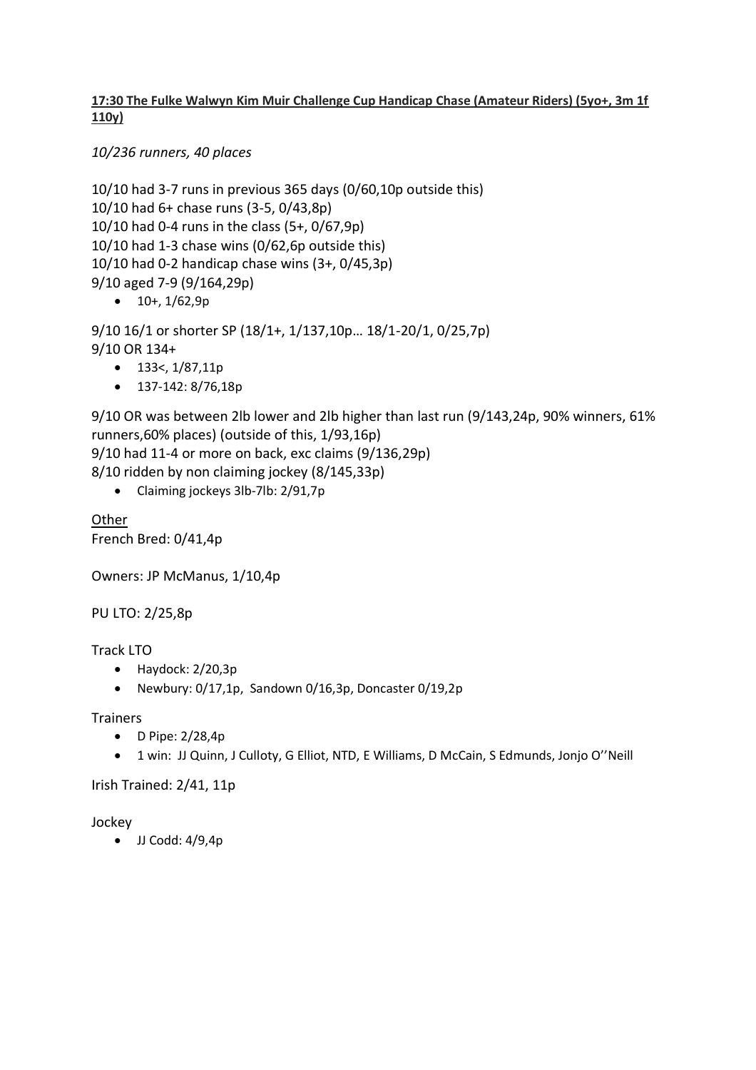**17:30 The Fulke Walwyn Kim Muir Challenge Cup Handicap Chase (Amateur Riders) (5yo+, 3m 1f 110y)**

*10/236 runners, 40 places*

10/10 had 3-7 runs in previous 365 days (0/60,10p outside this)
10/10 had 6+ chase runs (3-5, 0/43,8p)
10/10 had 0-4 runs in the class (5+, 0/67,9p)
10/10 had 1-3 chase wins (0/62,6p outside this)
10/10 had 0-2 handicap chase wins (3+, 0/45,3p)
9/10 aged 7-9 (9/164,29p)

- 10+, 1/62,9p

9/10 16/1 or shorter SP (18/1+, 1/137,10p… 18/1-20/1, 0/25,7p)
9/10 OR 134+

- 133<, 1/87,11p
- 137-142: 8/76,18p

9/10 OR was between 2lb lower and 2lb higher than last run (9/143,24p, 90% winners, 61% runners,60% places) (outside of this, 1/93,16p)
9/10 had 11-4 or more on back, exc claims (9/136,29p)
8/10 ridden by non claiming jockey (8/145,33p)

- Claiming jockeys 3lb-7lb: 2/91,7p

Other
French Bred: 0/41,4p

Owners: JP McManus, 1/10,4p

PU LTO: 2/25,8p

Track LTO

- Haydock: 2/20,3p
- Newbury: 0/17,1p, Sandown 0/16,3p, Doncaster 0/19,2p

Trainers

- D Pipe: 2/28,4p
- 1 win: JJ Quinn, J Culloty, G Elliot, NTD, E Williams, D McCain, S Edmunds, Jonjo O''Neill

Irish Trained: 2/41, 11p

Jockey

- JJ Codd: 4/9,4p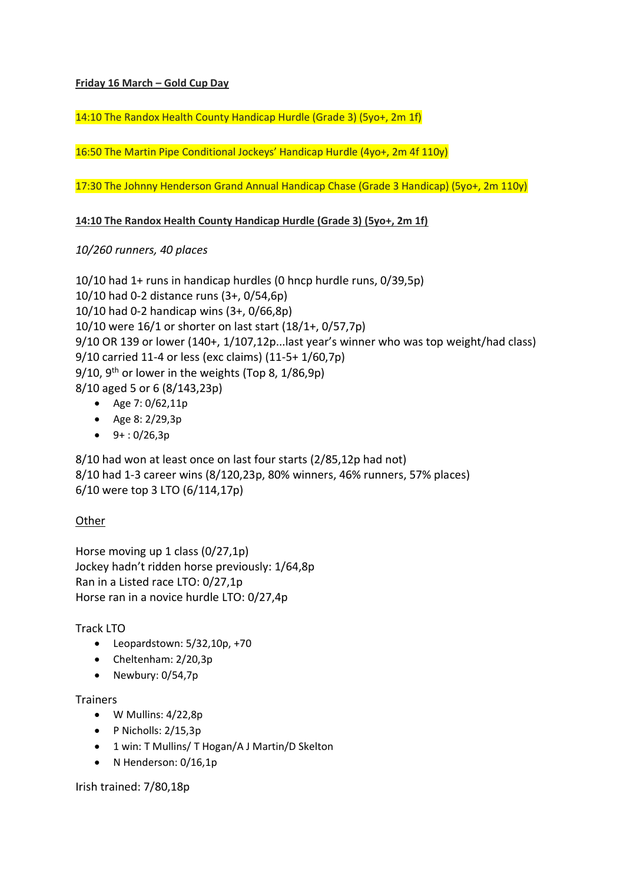**Friday 16 March – Gold Cup Day**

14:10 The Randox Health County Handicap Hurdle (Grade 3) (5yo+, 2m 1f)

16:50 The Martin Pipe Conditional Jockeys' Handicap Hurdle (4yo+, 2m 4f 110y)

17:30 The Johnny Henderson Grand Annual Handicap Chase (Grade 3 Handicap) (5yo+, 2m 110y)

**14:10 The Randox Health County Handicap Hurdle (Grade 3) (5yo+, 2m 1f)**

*10/260 runners, 40 places*

10/10 had 1+ runs in handicap hurdles (0 hncp hurdle runs, 0/39,5p)
10/10 had 0-2 distance runs (3+, 0/54,6p)
10/10 had 0-2 handicap wins (3+, 0/66,8p)
10/10 were 16/1 or shorter on last start (18/1+, 0/57,7p)
9/10 OR 139 or lower (140+, 1/107,12p...last year's winner who was top weight/had class)
9/10 carried 11-4 or less (exc claims) (11-5+ 1/60,7p)
9/10, 9th or lower in the weights (Top 8, 1/86,9p)
8/10 aged 5 or 6 (8/143,23p)

- Age 7: 0/62,11p
- Age 8: 2/29,3p
- 9+ : 0/26,3p

8/10 had won at least once on last four starts (2/85,12p had not)
8/10 had 1-3 career wins (8/120,23p, 80% winners, 46% runners, 57% places)
6/10 were top 3 LTO (6/114,17p)

Other

Horse moving up 1 class (0/27,1p)
Jockey hadn't ridden horse previously: 1/64,8p
Ran in a Listed race LTO: 0/27,1p
Horse ran in a novice hurdle LTO: 0/27,4p

Track LTO

- Leopardstown: 5/32,10p, +70
- Cheltenham: 2/20,3p
- Newbury: 0/54,7p

Trainers

- W Mullins: 4/22,8p
- P Nicholls: 2/15,3p
- 1 win: T Mullins/ T Hogan/A J Martin/D Skelton
- N Henderson: 0/16,1p

Irish trained: 7/80,18p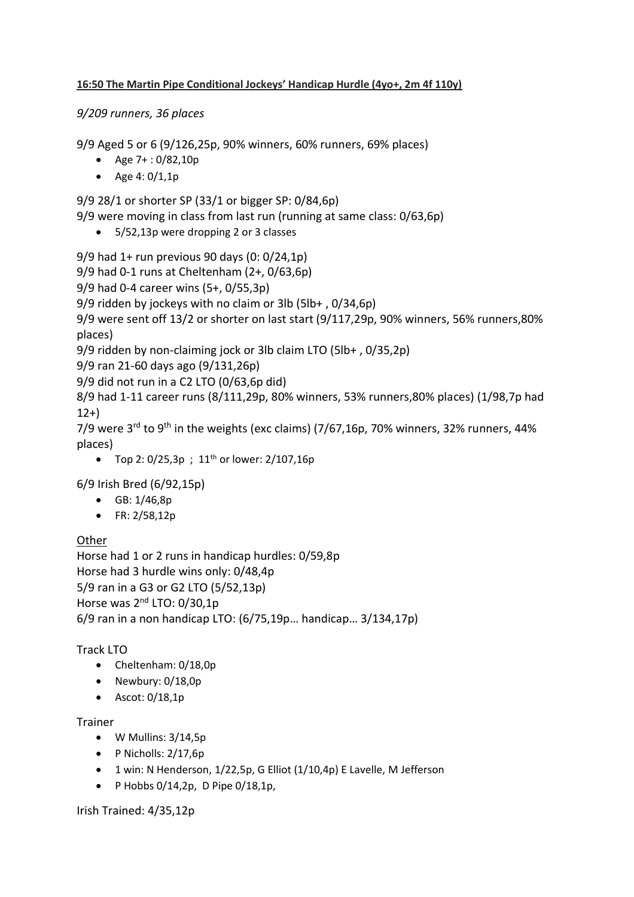**16:50 The Martin Pipe Conditional Jockeys' Handicap Hurdle (4yo+, 2m 4f 110y)**

*9/209 runners, 36 places*

9/9 Aged 5 or 6 (9/126,25p, 90% winners, 60% runners, 69% places)

- Age 7+ : 0/82,10p
- Age 4: 0/1,1p

9/9 28/1 or shorter SP (33/1 or bigger SP: 0/84,6p)
9/9 were moving in class from last run (running at same class: 0/63,6p)

- 5/52,13p were dropping 2 or 3 classes

9/9 had 1+ run previous 90 days (0: 0/24,1p)
9/9 had 0-1 runs at Cheltenham (2+, 0/63,6p)
9/9 had 0-4 career wins (5+, 0/55,3p)
9/9 ridden by jockeys with no claim or 3lb (5lb+ , 0/34,6p)
9/9 were sent off 13/2 or shorter on last start (9/117,29p, 90% winners, 56% runners,80% places)
9/9 ridden by non-claiming jock or 3lb claim LTO (5lb+ , 0/35,2p)
9/9 ran 21-60 days ago (9/131,26p)
9/9 did not run in a C2 LTO (0/63,6p did)
8/9 had 1-11 career runs (8/111,29p, 80% winners, 53% runners,80% places) (1/98,7p had 12+)
7/9 were 3rd to 9th in the weights (exc claims) (7/67,16p, 70% winners, 32% runners, 44% places)

- Top 2: 0/25,3p ; 11th or lower: 2/107,16p

6/9 Irish Bred (6/92,15p)

- GB: 1/46,8p
- FR: 2/58,12p

Other

Horse had 1 or 2 runs in handicap hurdles: 0/59,8p
Horse had 3 hurdle wins only: 0/48,4p
5/9 ran in a G3 or G2 LTO (5/52,13p)
Horse was 2nd LTO: 0/30,1p
6/9 ran in a non handicap LTO: (6/75,19p… handicap… 3/134,17p)

Track LTO

- Cheltenham: 0/18,0p
- Newbury: 0/18,0p
- Ascot: 0/18,1p

Trainer

- W Mullins: 3/14,5p
- P Nicholls: 2/17,6p
- 1 win: N Henderson, 1/22,5p, G Elliot (1/10,4p) E Lavelle, M Jefferson
- P Hobbs 0/14,2p, D Pipe 0/18,1p,

Irish Trained: 4/35,12p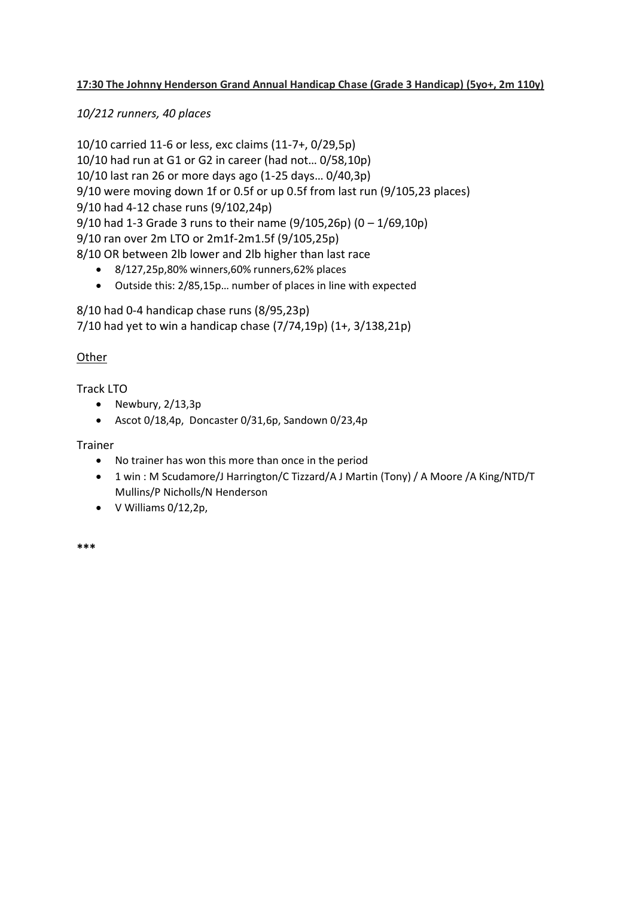**17:30 The Johnny Henderson Grand Annual Handicap Chase (Grade 3 Handicap) (5yo+, 2m 110y)**

*10/212 runners, 40 places*

10/10 carried 11-6 or less, exc claims (11-7+, 0/29,5p)
10/10 had run at G1 or G2 in career (had not… 0/58,10p)
10/10 last ran 26 or more days ago (1-25 days… 0/40,3p)
9/10 were moving down 1f or 0.5f or up 0.5f from last run (9/105,23 places)
9/10 had 4-12 chase runs (9/102,24p)
9/10 had 1-3 Grade 3 runs to their name (9/105,26p) (0 – 1/69,10p)
9/10 ran over 2m LTO or 2m1f-2m1.5f (9/105,25p)
8/10 OR between 2lb lower and 2lb higher than last race

- 8/127,25p,80% winners,60% runners,62% places
- Outside this: 2/85,15p… number of places in line with expected

8/10 had 0-4 handicap chase runs (8/95,23p)
7/10 had yet to win a handicap chase (7/74,19p) (1+, 3/138,21p)

Other

Track LTO

- Newbury, 2/13,3p
- Ascot 0/18,4p, Doncaster 0/31,6p, Sandown 0/23,4p

Trainer

- No trainer has won this more than once in the period
- 1 win : M Scudamore/J Harrington/C Tizzard/A J Martin (Tony) / A Moore /A King/NTD/T Mullins/P Nicholls/N Henderson
- V Williams 0/12,2p,

***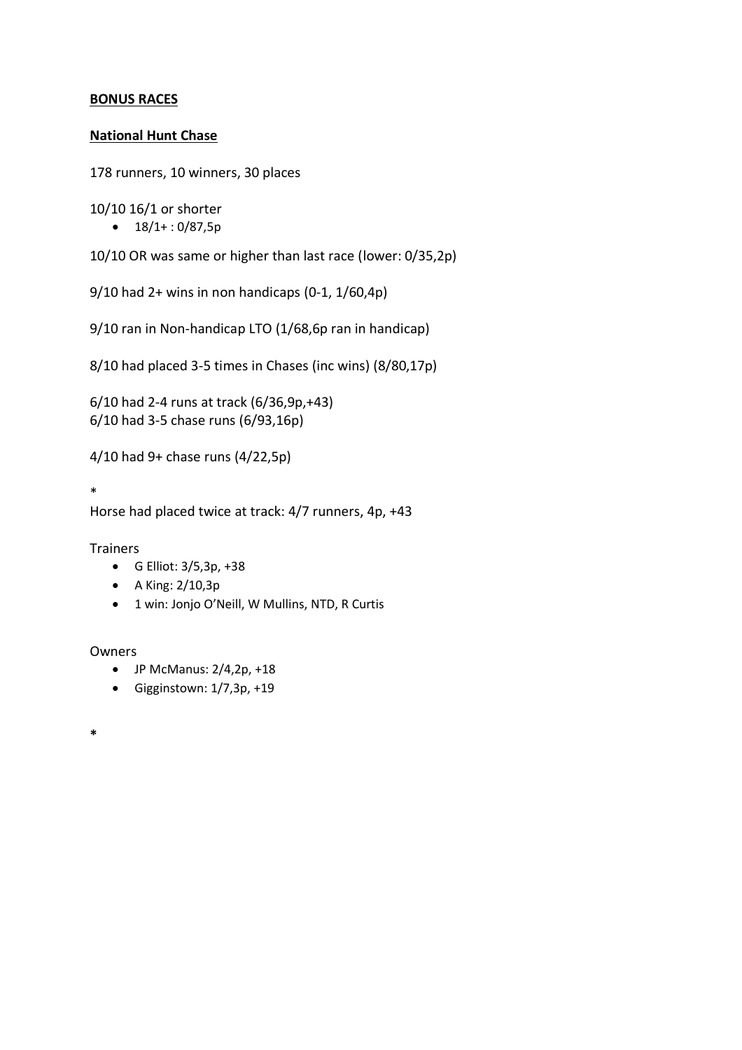**BONUS RACES**

**National Hunt Chase**

178 runners, 10 winners, 30 places

10/10 16/1 or shorter

- 18/1+ : 0/87,5p

10/10 OR was same or higher than last race (lower: 0/35,2p)

9/10 had 2+ wins in non handicaps (0-1, 1/60,4p)

9/10 ran in Non-handicap LTO (1/68,6p ran in handicap)

8/10 had placed 3-5 times in Chases (inc wins) (8/80,17p)

6/10 had 2-4 runs at track (6/36,9p,+43)
6/10 had 3-5 chase runs (6/93,16p)

4/10 had 9+ chase runs (4/22,5p)

*

Horse had placed twice at track: 4/7 runners, 4p, +43

Trainers

- G Elliot: 3/5,3p, +38
- A King: 2/10,3p
- 1 win: Jonjo O'Neill, W Mullins, NTD, R Curtis

Owners

- JP McManus: 2/4,2p, +18
- Gigginstown: 1/7,3p, +19

*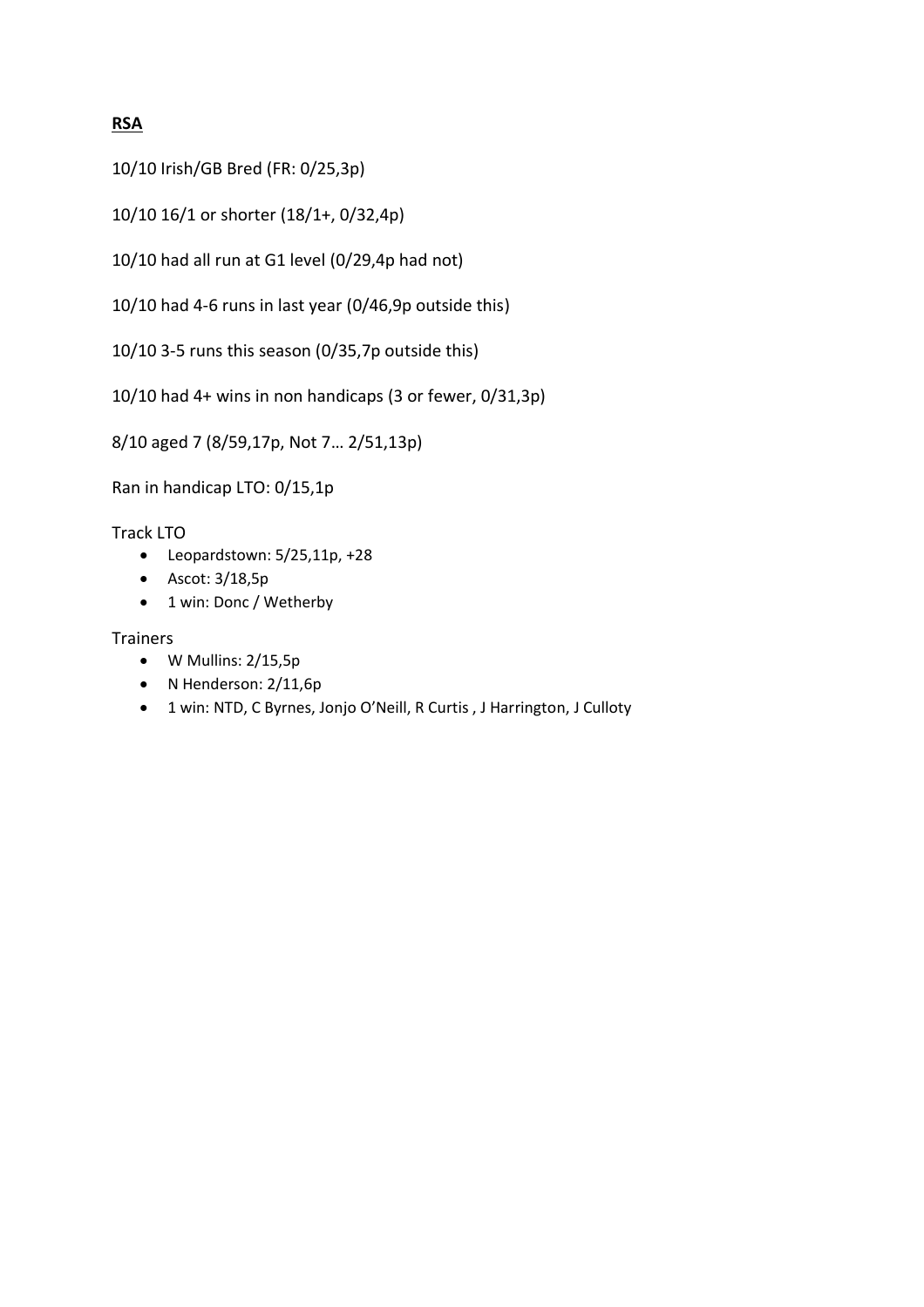**RSA**

10/10 Irish/GB Bred (FR: 0/25,3p)

10/10 16/1 or shorter (18/1+, 0/32,4p)

10/10 had all run at G1 level (0/29,4p had not)

10/10 had 4-6 runs in last year (0/46,9p outside this)

10/10 3-5 runs this season (0/35,7p outside this)

10/10 had 4+ wins in non handicaps (3 or fewer, 0/31,3p)

8/10 aged 7 (8/59,17p, Not 7… 2/51,13p)

Ran in handicap LTO: 0/15,1p

Track LTO

- Leopardstown: 5/25,11p, +28
- Ascot: 3/18,5p
- 1 win: Donc / Wetherby

Trainers

- W Mullins: 2/15,5p
- N Henderson: 2/11,6p
- 1 win: NTD, C Byrnes, Jonjo O'Neill, R Curtis , J Harrington, J Culloty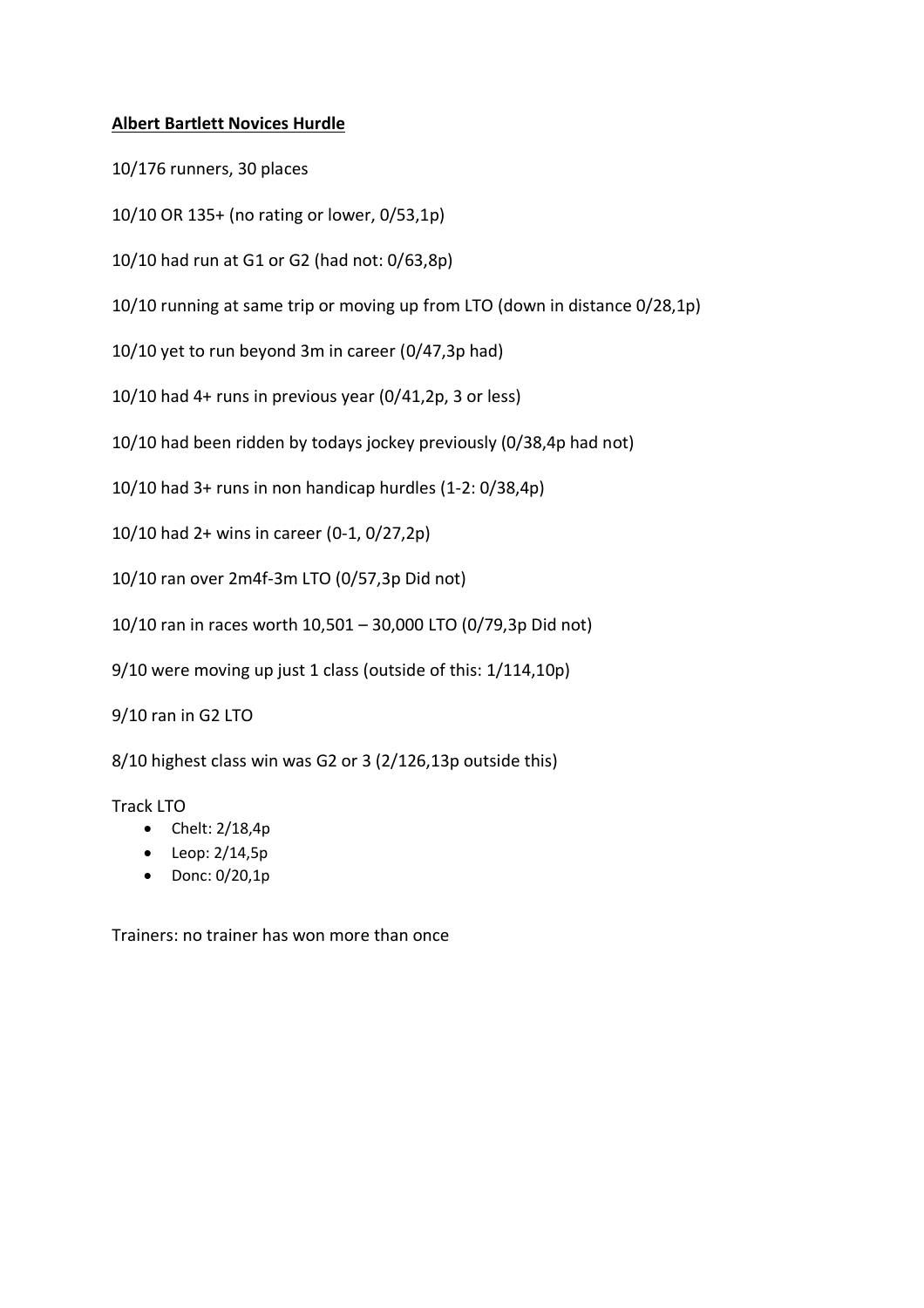**Albert Bartlett Novices Hurdle**

10/176 runners, 30 places

10/10 OR 135+ (no rating or lower, 0/53,1p)

10/10 had run at G1 or G2 (had not: 0/63,8p)

10/10 running at same trip or moving up from LTO (down in distance 0/28,1p)

10/10 yet to run beyond 3m in career (0/47,3p had)

10/10 had 4+ runs in previous year (0/41,2p, 3 or less)

10/10 had been ridden by todays jockey previously (0/38,4p had not)

10/10 had 3+ runs in non handicap hurdles (1-2: 0/38,4p)

10/10 had 2+ wins in career (0-1, 0/27,2p)

10/10 ran over 2m4f-3m LTO (0/57,3p Did not)

10/10 ran in races worth 10,501 – 30,000 LTO (0/79,3p Did not)

9/10 were moving up just 1 class (outside of this: 1/114,10p)

9/10 ran in G2 LTO

8/10 highest class win was G2 or 3 (2/126,13p outside this)

Track LTO

- Chelt: 2/18,4p
- Leop: 2/14,5p
- Donc: 0/20,1p

Trainers: no trainer has won more than once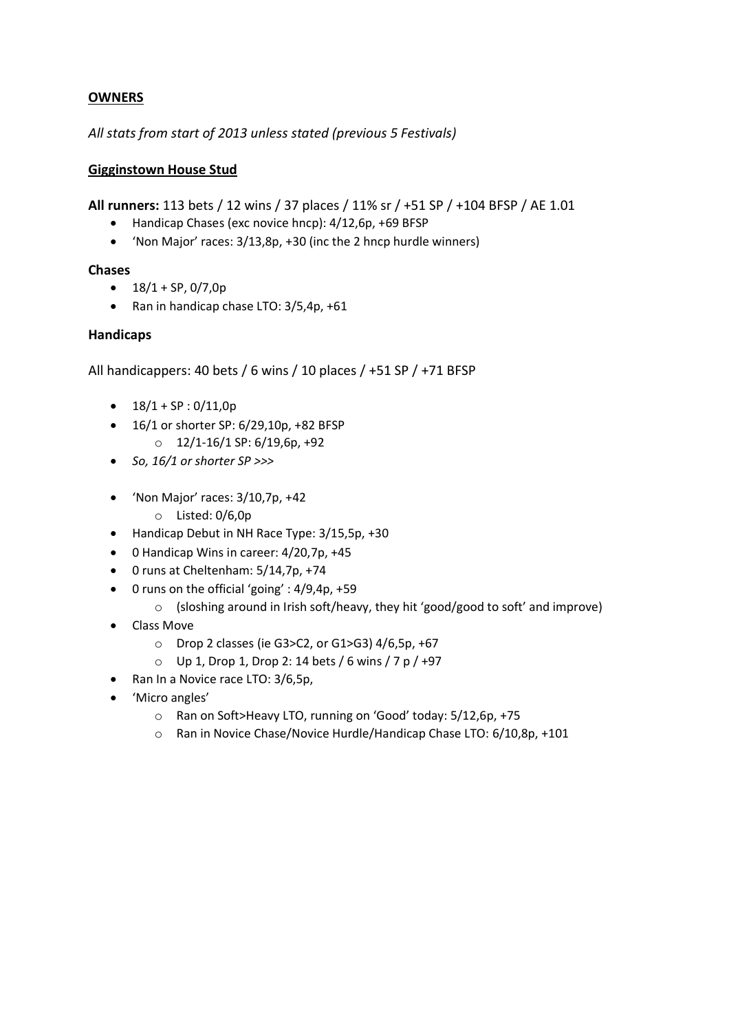**OWNERS**

*All stats from start of 2013 unless stated (previous 5 Festivals)*

**Gigginstown House Stud**

**All runners:** 113 bets / 12 wins / 37 places / 11% sr / +51 SP / +104 BFSP / AE 1.01

- Handicap Chases (exc novice hncp): 4/12,6p, +69 BFSP
- 'Non Major' races: 3/13,8p, +30 (inc the 2 hncp hurdle winners)

**Chases**

- 18/1 + SP, 0/7,0p
- Ran in handicap chase LTO: 3/5,4p, +61

**Handicaps**

All handicappers: 40 bets / 6 wins / 10 places / +51 SP / +71 BFSP

- 18/1 + SP : 0/11,0p
- 16/1 or shorter SP: 6/29,10p, +82 BFSP
  - 12/1-16/1 SP: 6/19,6p, +92
- *So, 16/1 or shorter SP >>>*

- 'Non Major' races: 3/10,7p, +42
  - Listed: 0/6,0p
- Handicap Debut in NH Race Type: 3/15,5p, +30
- 0 Handicap Wins in career: 4/20,7p, +45
- 0 runs at Cheltenham: 5/14,7p, +74
- 0 runs on the official 'going' : 4/9,4p, +59
  - (sloshing around in Irish soft/heavy, they hit 'good/good to soft' and improve)
- Class Move
  - Drop 2 classes (ie G3>C2, or G1>G3) 4/6,5p, +67
  - Up 1, Drop 1, Drop 2: 14 bets / 6 wins / 7 p / +97
- Ran In a Novice race LTO: 3/6,5p,
- 'Micro angles'
  - Ran on Soft>Heavy LTO, running on 'Good' today: 5/12,6p, +75
  - Ran in Novice Chase/Novice Hurdle/Handicap Chase LTO: 6/10,8p, +101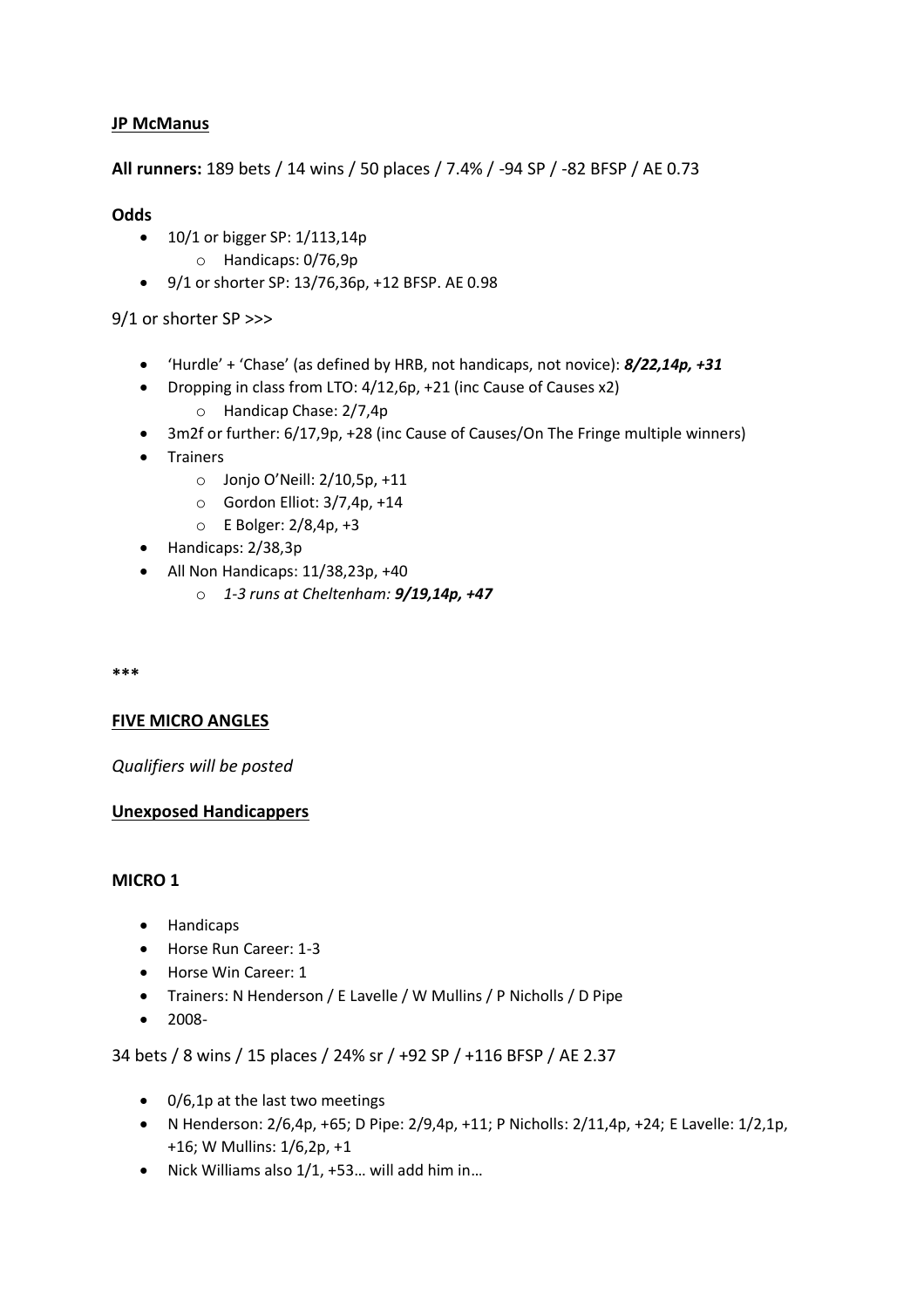## JP McManus

**All runners:** 189 bets / 14 wins / 50 places / 7.4% / -94 SP / -82 BFSP / AE 0.73

**Odds**

- 10/1 or bigger SP: 1/113,14p
    - Handicaps: 0/76,9p
- 9/1 or shorter SP: 13/76,36p, +12 BFSP. AE 0.98

9/1 or shorter SP >>>

- 'Hurdle' + 'Chase' (as defined by HRB, not handicaps, not novice): ***8/22,14p, +31***
- Dropping in class from LTO: 4/12,6p, +21 (inc Cause of Causes x2)
    - Handicap Chase: 2/7,4p
- 3m2f or further: 6/17,9p, +28 (inc Cause of Causes/On The Fringe multiple winners)
- Trainers
    - Jonjo O'Neill: 2/10,5p, +11
    - Gordon Elliot: 3/7,4p, +14
    - E Bolger: 2/8,4p, +3
- Handicaps: 2/38,3p
- All Non Handicaps: 11/38,23p, +40
    - *1-3 runs at Cheltenham:* ***9/19,14p, +47***

***

## FIVE MICRO ANGLES

*Qualifiers will be posted*

### Unexposed Handicappers

#### MICRO 1

- Handicaps
- Horse Run Career: 1-3
- Horse Win Career: 1
- Trainers: N Henderson / E Lavelle / W Mullins / P Nicholls / D Pipe
- 2008-

34 bets / 8 wins / 15 places / 24% sr / +92 SP / +116 BFSP / AE 2.37

- 0/6,1p at the last two meetings
- N Henderson: 2/6,4p, +65; D Pipe: 2/9,4p, +11; P Nicholls: 2/11,4p, +24; E Lavelle: 1/2,1p, +16; W Mullins: 1/6,2p, +1
- Nick Williams also 1/1, +53… will add him in…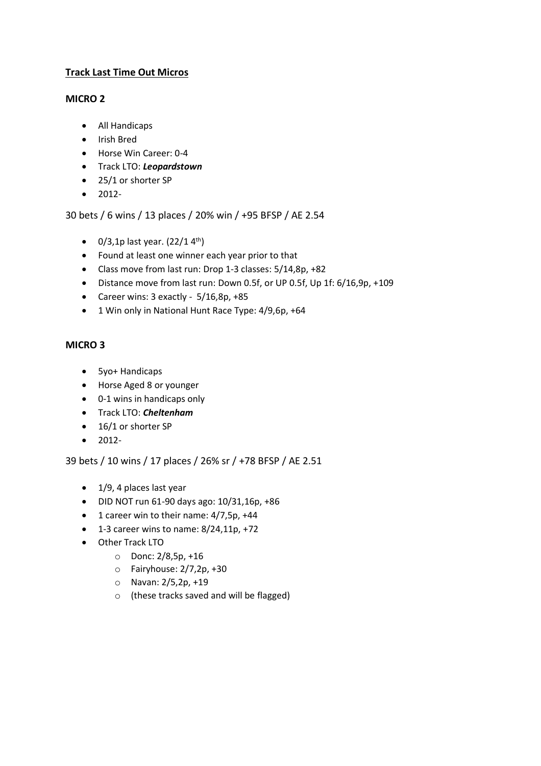**<u>Track Last Time Out Micros</u>**

## MICRO 2

- All Handicaps
- Irish Bred
- Horse Win Career: 0-4
- Track LTO: ***Leopardstown***
- 25/1 or shorter SP
- 2012-

30 bets / 6 wins / 13 places / 20% win / +95 BFSP / AE 2.54

- 0/3,1p last year. (22/1 4th)
- Found at least one winner each year prior to that
- Class move from last run: Drop 1-3 classes: 5/14,8p, +82
- Distance move from last run: Down 0.5f, or UP 0.5f, Up 1f: 6/16,9p, +109
- Career wins: 3 exactly - 5/16,8p, +85
- 1 Win only in National Hunt Race Type: 4/9,6p, +64

## MICRO 3

- 5yo+ Handicaps
- Horse Aged 8 or younger
- 0-1 wins in handicaps only
- Track LTO: ***Cheltenham***
- 16/1 or shorter SP
- 2012-

39 bets / 10 wins / 17 places / 26% sr / +78 BFSP / AE 2.51

- 1/9, 4 places last year
- DID NOT run 61-90 days ago: 10/31,16p, +86
- 1 career win to their name: 4/7,5p, +44
- 1-3 career wins to name: 8/24,11p, +72
- Other Track LTO
  - Donc: 2/8,5p, +16
  - Fairyhouse: 2/7,2p, +30
  - Navan: 2/5,2p, +19
  - (these tracks saved and will be flagged)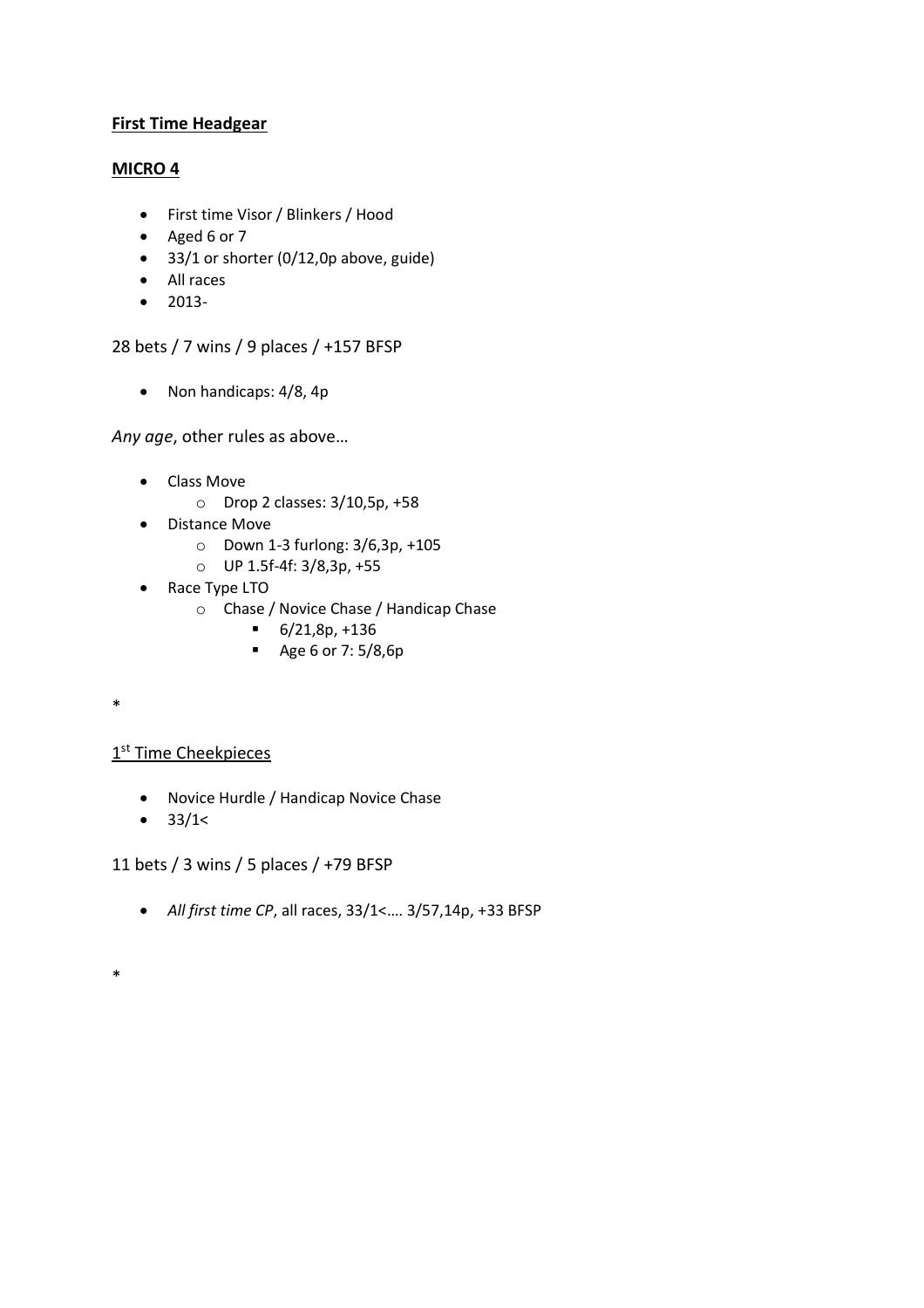**<u>First Time Headgear</u>**

**<u>MICRO 4</u>**

- First time Visor / Blinkers / Hood
- Aged 6 or 7
- 33/1 or shorter (0/12,0p above, guide)
- All races
- 2013-

28 bets / 7 wins / 9 places / +157 BFSP

- Non handicaps: 4/8, 4p

*Any age*, other rules as above…

- Class Move
  - Drop 2 classes: 3/10,5p, +58
- Distance Move
  - Down 1-3 furlong: 3/6,3p, +105
  - UP 1.5f-4f: 3/8,3p, +55
- Race Type LTO
  - Chase / Novice Chase / Handicap Chase
    - 6/21,8p, +136
    - Age 6 or 7: 5/8,6p

*

<u>1st Time Cheekpieces</u>

- Novice Hurdle / Handicap Novice Chase
- 33/1<

11 bets / 3 wins / 5 places / +79 BFSP

- *All first time CP*, all races, 33/1<…. 3/57,14p, +33 BFSP

*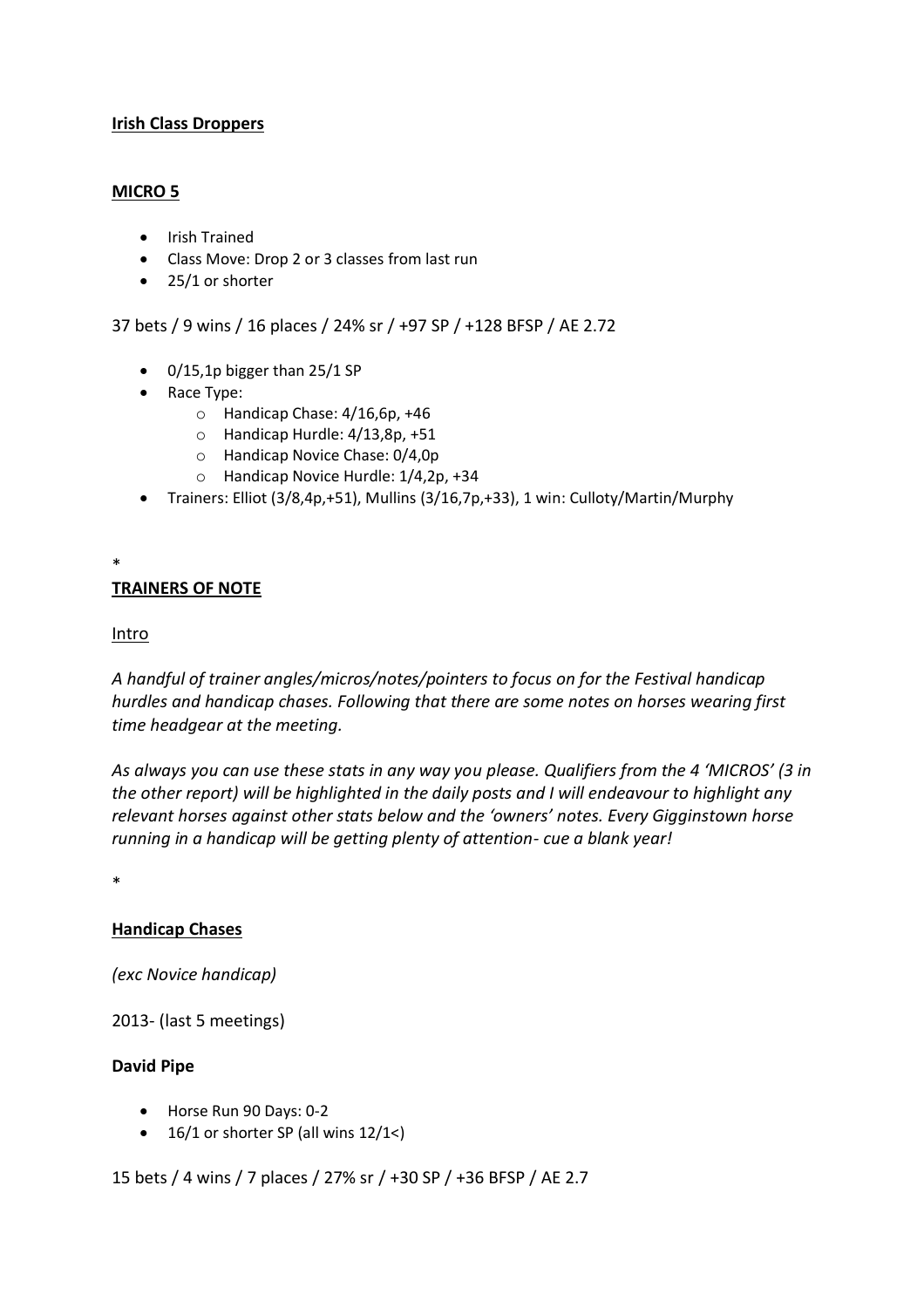**Irish Class Droppers**

**MICRO 5**

- Irish Trained
- Class Move: Drop 2 or 3 classes from last run
- 25/1 or shorter

37 bets / 9 wins / 16 places / 24% sr / +97 SP / +128 BFSP / AE 2.72

- 0/15,1p bigger than 25/1 SP
- Race Type:
    - Handicap Chase: 4/16,6p, +46
    - Handicap Hurdle: 4/13,8p, +51
    - Handicap Novice Chase: 0/4,0p
    - Handicap Novice Hurdle: 1/4,2p, +34
- Trainers: Elliot (3/8,4p,+51), Mullins (3/16,7p,+33), 1 win: Culloty/Martin/Murphy

*

**TRAINERS OF NOTE**

Intro

*A handful of trainer angles/micros/notes/pointers to focus on for the Festival handicap hurdles and handicap chases. Following that there are some notes on horses wearing first time headgear at the meeting.*

*As always you can use these stats in any way you please. Qualifiers from the 4 'MICROS' (3 in the other report) will be highlighted in the daily posts and I will endeavour to highlight any relevant horses against other stats below and the 'owners' notes. Every Gigginstown horse running in a handicap will be getting plenty of attention- cue a blank year!*

*

**Handicap Chases**

*(exc Novice handicap)*

2013- (last 5 meetings)

**David Pipe**

- Horse Run 90 Days: 0-2
- 16/1 or shorter SP (all wins 12/1<)

15 bets / 4 wins / 7 places / 27% sr / +30 SP / +36 BFSP / AE 2.7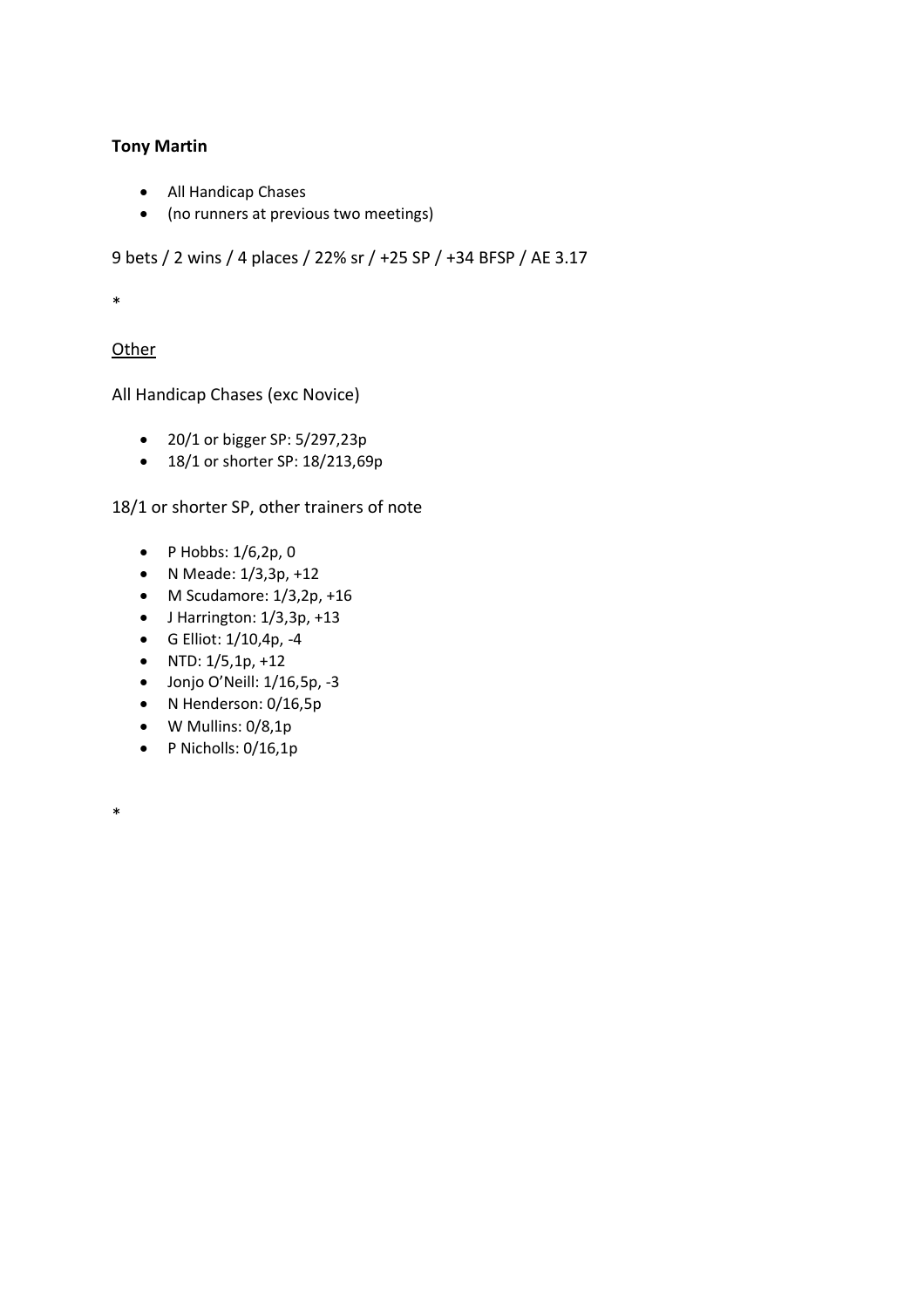**Tony Martin**

- All Handicap Chases
- (no runners at previous two meetings)

9 bets / 2 wins / 4 places / 22% sr / +25 SP / +34 BFSP / AE 3.17

*

<u>Other</u>

All Handicap Chases (exc Novice)

- 20/1 or bigger SP: 5/297,23p
- 18/1 or shorter SP: 18/213,69p

18/1 or shorter SP, other trainers of note

- P Hobbs: 1/6,2p, 0
- N Meade: 1/3,3p, +12
- M Scudamore: 1/3,2p, +16
- J Harrington: 1/3,3p, +13
- G Elliot: 1/10,4p, -4
- NTD: 1/5,1p, +12
- Jonjo O'Neill: 1/16,5p, -3
- N Henderson: 0/16,5p
- W Mullins: 0/8,1p
- P Nicholls: 0/16,1p

*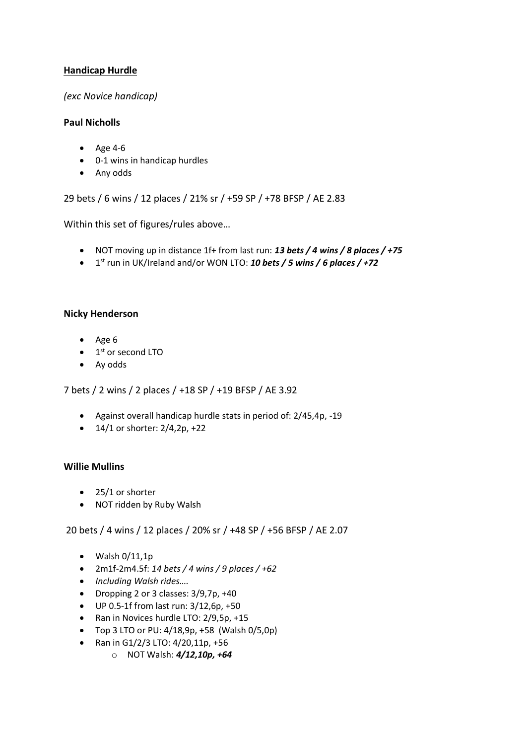## <u>Handicap Hurdle</u>

*(exc Novice handicap)*

**Paul Nicholls**

- Age 4-6
- 0-1 wins in handicap hurdles
- Any odds

29 bets / 6 wins / 12 places / 21% sr / +59 SP / +78 BFSP / AE 2.83

Within this set of figures/rules above…

- NOT moving up in distance 1f+ from last run: ***13 bets / 4 wins / 8 places / +75***
- 1st run in UK/Ireland and/or WON LTO: ***10 bets / 5 wins / 6 places / +72***

**Nicky Henderson**

- Age 6
- 1st or second LTO
- Ay odds

7 bets / 2 wins / 2 places / +18 SP / +19 BFSP / AE 3.92

- Against overall handicap hurdle stats in period of: 2/45,4p, -19
- 14/1 or shorter: 2/4,2p, +22

**Willie Mullins**

- 25/1 or shorter
- NOT ridden by Ruby Walsh

20 bets / 4 wins / 12 places / 20% sr / +48 SP / +56 BFSP / AE 2.07

- Walsh 0/11,1p
- 2m1f-2m4.5f: *14 bets / 4 wins / 9 places / +62*
- *Including Walsh rides….*
- Dropping 2 or 3 classes: 3/9,7p, +40
- UP 0.5-1f from last run: 3/12,6p, +50
- Ran in Novices hurdle LTO: 2/9,5p, +15
- Top 3 LTO or PU: 4/18,9p, +58 (Walsh 0/5,0p)
- Ran in G1/2/3 LTO: 4/20,11p, +56
  - NOT Walsh: ***4/12,10p, +64***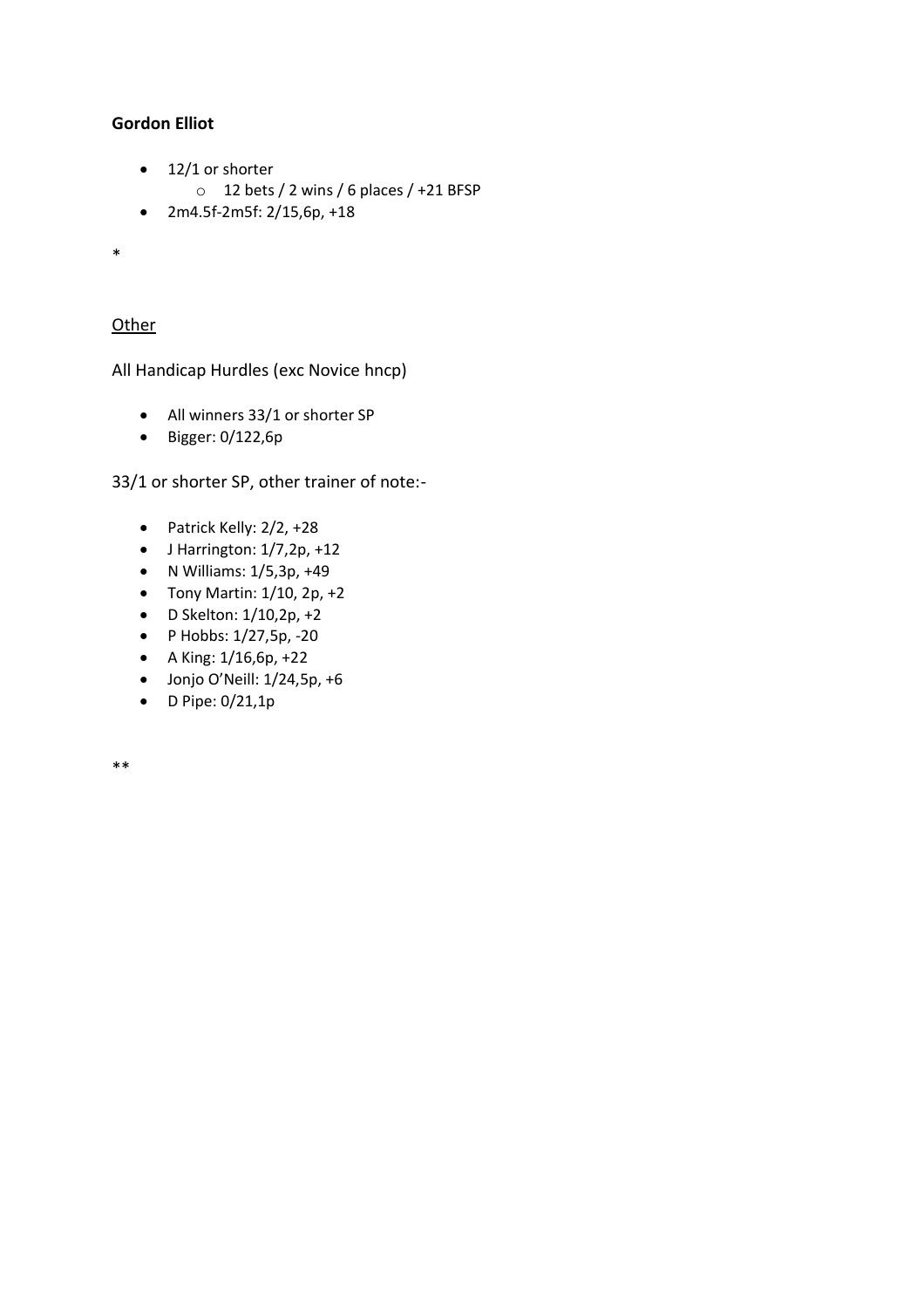**Gordon Elliot**

- 12/1 or shorter
  - 12 bets / 2 wins / 6 places / +21 BFSP
- 2m4.5f-2m5f: 2/15,6p, +18

*

<u>Other</u>

All Handicap Hurdles (exc Novice hncp)

- All winners 33/1 or shorter SP
- Bigger: 0/122,6p

33/1 or shorter SP, other trainer of note:-

- Patrick Kelly: 2/2, +28
- J Harrington: 1/7,2p, +12
- N Williams: 1/5,3p, +49
- Tony Martin: 1/10, 2p, +2
- D Skelton: 1/10,2p, +2
- P Hobbs: 1/27,5p, -20
- A King: 1/16,6p, +22
- Jonjo O'Neill: 1/24,5p, +6
- D Pipe: 0/21,1p

**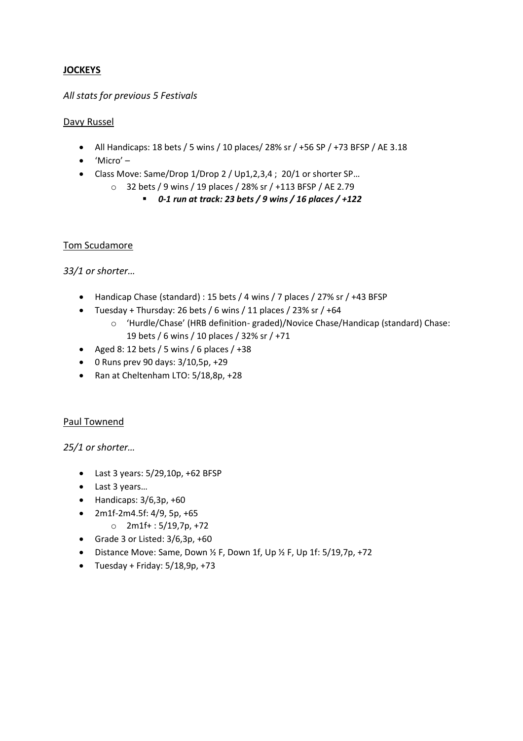**JOCKEYS**

*All stats for previous 5 Festivals*

Davy Russel

- All Handicaps: 18 bets / 5 wins / 10 places/ 28% sr / +56 SP / +73 BFSP / AE 3.18
- 'Micro' –
- Class Move: Same/Drop 1/Drop 2 / Up1,2,3,4 ; 20/1 or shorter SP…
  - 32 bets / 9 wins / 19 places / 28% sr / +113 BFSP / AE 2.79
    - ***0-1 run at track: 23 bets / 9 wins / 16 places / +122***

Tom Scudamore

*33/1 or shorter…*

- Handicap Chase (standard) : 15 bets / 4 wins / 7 places / 27% sr / +43 BFSP
- Tuesday + Thursday: 26 bets / 6 wins / 11 places / 23% sr / +64
  - 'Hurdle/Chase' (HRB definition- graded)/Novice Chase/Handicap (standard) Chase: 19 bets / 6 wins / 10 places / 32% sr / +71
- Aged 8: 12 bets / 5 wins / 6 places / +38
- 0 Runs prev 90 days: 3/10,5p, +29
- Ran at Cheltenham LTO: 5/18,8p, +28

Paul Townend

*25/1 or shorter…*

- Last 3 years: 5/29,10p, +62 BFSP
- Last 3 years…
- Handicaps: 3/6,3p, +60
- 2m1f-2m4.5f: 4/9, 5p, +65
  - 2m1f+ : 5/19,7p, +72
- Grade 3 or Listed: 3/6,3p, +60
- Distance Move: Same, Down ½ F, Down 1f, Up ½ F, Up 1f: 5/19,7p, +72
- Tuesday + Friday: 5/18,9p, +73